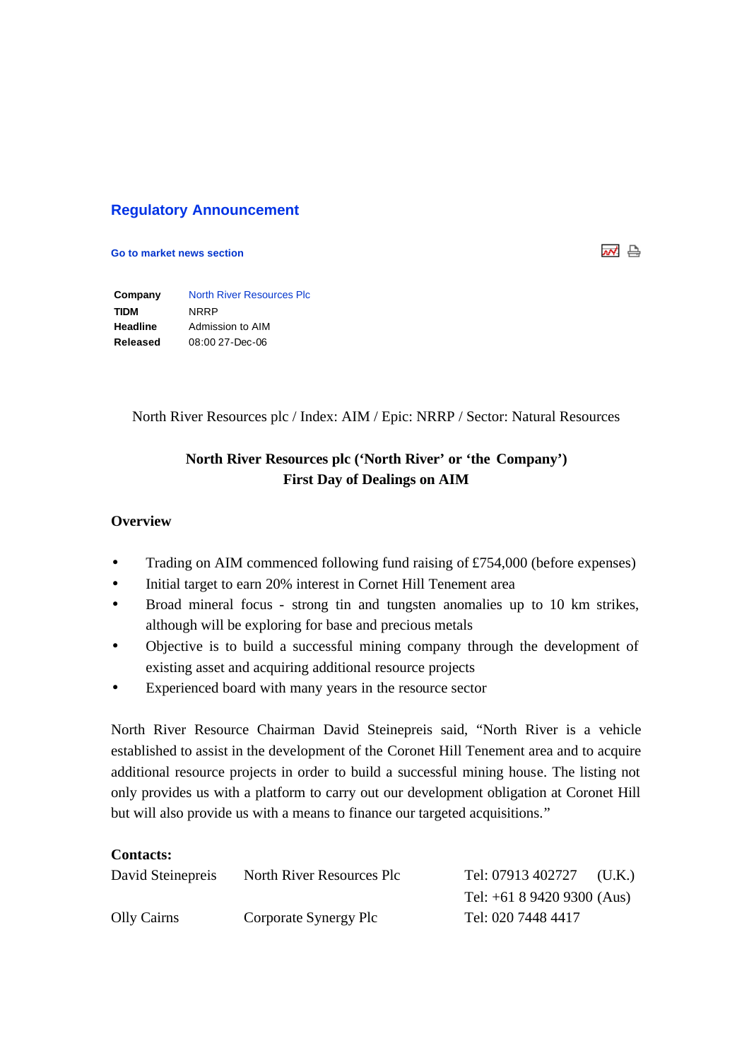## Regulatory Announcement

**Go to market news section**

| | |
|---|---|
| **Company** | North River Resources Plc |
| **TIDM** | NRRP |
| **Headline** | Admission to AIM |
| **Released** | 08:00 27-Dec-06 |

North River Resources plc / Index: AIM / Epic: NRRP / Sector: Natural Resources

**North River Resources plc ('North River' or 'the Company')**
**First Day of Dealings on AIM**

### Overview

- Trading on AIM commenced following fund raising of £754,000 (before expenses)
- Initial target to earn 20% interest in Cornet Hill Tenement area
- Broad mineral focus - strong tin and tungsten anomalies up to 10 km strikes, although will be exploring for base and precious metals
- Objective is to build a successful mining company through the development of existing asset and acquiring additional resource projects
- Experienced board with many years in the resource sector

North River Resource Chairman David Steinepreis said, "North River is a vehicle established to assist in the development of the Coronet Hill Tenement area and to acquire additional resource projects in order to build a successful mining house. The listing not only provides us with a platform to carry out our development obligation at Coronet Hill but will also provide us with a means to finance our targeted acquisitions."

**Contacts:**

| | | |
|---|---|---|
| David Steinepreis | North River Resources Plc | Tel: 07913 402727 (U.K.) |
| | | Tel: +61 8 9420 9300 (Aus) |
| Olly Cairns | Corporate Synergy Plc | Tel: 020 7448 4417 |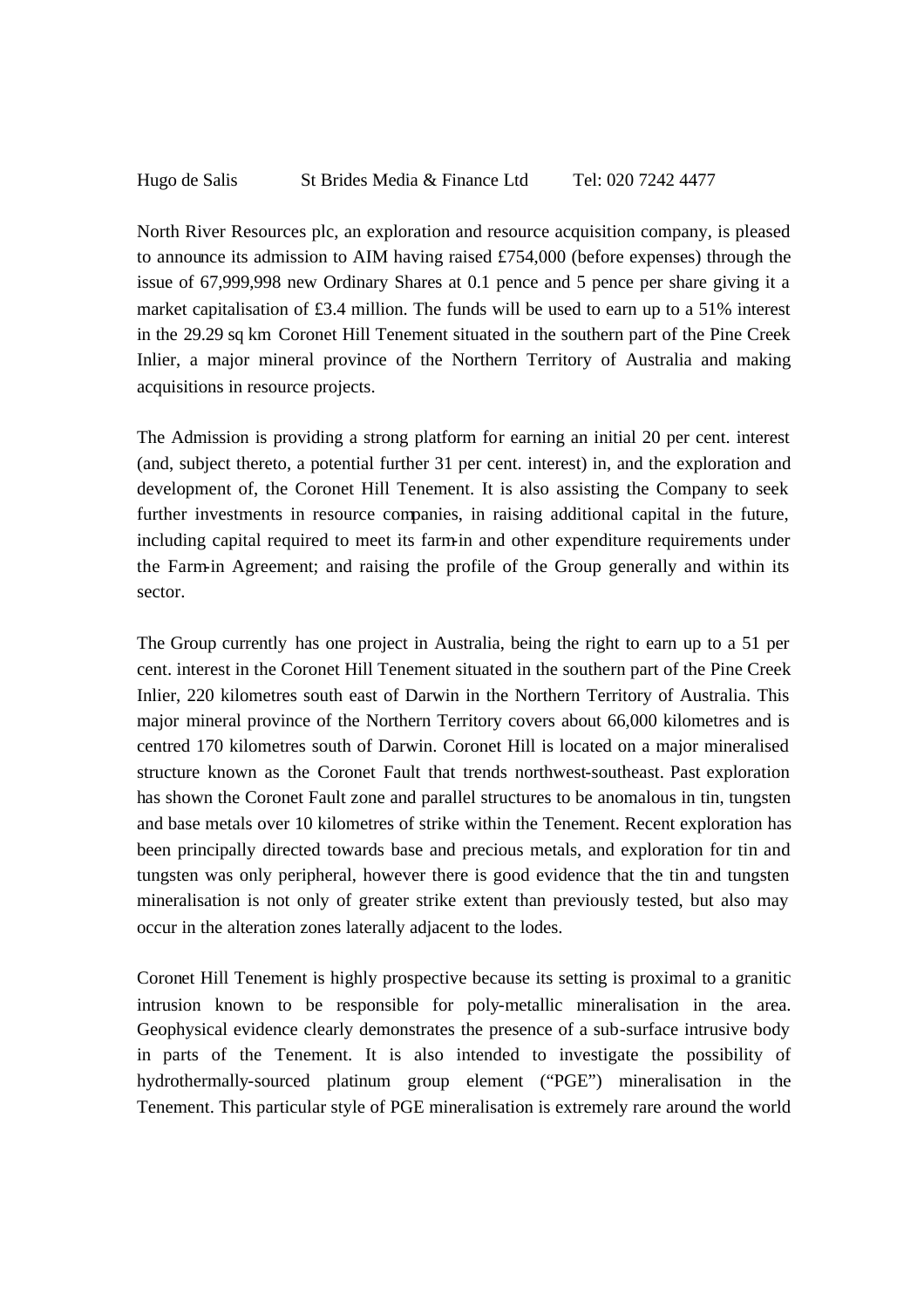Hugo de Salis St Brides Media & Finance Ltd Tel: 020 7242 4477

North River Resources plc, an exploration and resource acquisition company, is pleased to announce its admission to AIM having raised £754,000 (before expenses) through the issue of 67,999,998 new Ordinary Shares at 0.1 pence and 5 pence per share giving it a market capitalisation of £3.4 million. The funds will be used to earn up to a 51% interest in the 29.29 sq km Coronet Hill Tenement situated in the southern part of the Pine Creek Inlier, a major mineral province of the Northern Territory of Australia and making acquisitions in resource projects.

The Admission is providing a strong platform for earning an initial 20 per cent. interest (and, subject thereto, a potential further 31 per cent. interest) in, and the exploration and development of, the Coronet Hill Tenement. It is also assisting the Company to seek further investments in resource companies, in raising additional capital in the future, including capital required to meet its farm-in and other expenditure requirements under the Farm-in Agreement; and raising the profile of the Group generally and within its sector.

The Group currently has one project in Australia, being the right to earn up to a 51 per cent. interest in the Coronet Hill Tenement situated in the southern part of the Pine Creek Inlier, 220 kilometres south east of Darwin in the Northern Territory of Australia. This major mineral province of the Northern Territory covers about 66,000 kilometres and is centred 170 kilometres south of Darwin. Coronet Hill is located on a major mineralised structure known as the Coronet Fault that trends northwest-southeast. Past exploration has shown the Coronet Fault zone and parallel structures to be anomalous in tin, tungsten and base metals over 10 kilometres of strike within the Tenement. Recent exploration has been principally directed towards base and precious metals, and exploration for tin and tungsten was only peripheral, however there is good evidence that the tin and tungsten mineralisation is not only of greater strike extent than previously tested, but also may occur in the alteration zones laterally adjacent to the lodes.

Coronet Hill Tenement is highly prospective because its setting is proximal to a granitic intrusion known to be responsible for poly-metallic mineralisation in the area. Geophysical evidence clearly demonstrates the presence of a sub-surface intrusive body in parts of the Tenement. It is also intended to investigate the possibility of hydrothermally-sourced platinum group element ("PGE") mineralisation in the Tenement. This particular style of PGE mineralisation is extremely rare around the world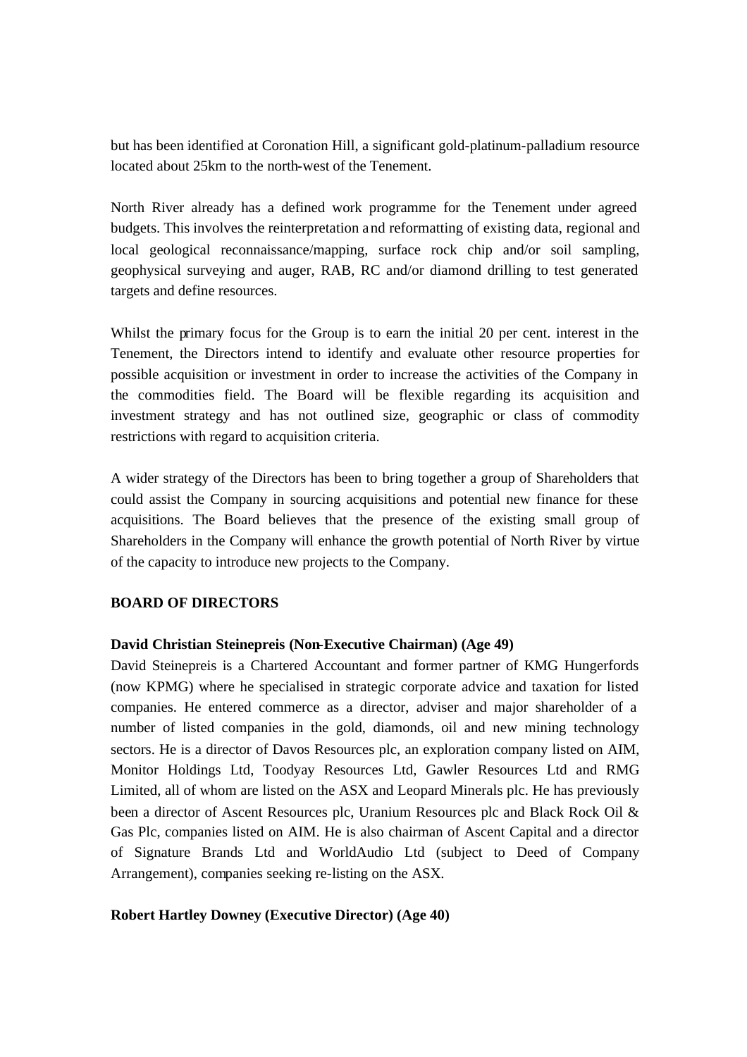but has been identified at Coronation Hill, a significant gold-platinum-palladium resource located about 25km to the north-west of the Tenement.

North River already has a defined work programme for the Tenement under agreed budgets. This involves the reinterpretation and reformatting of existing data, regional and local geological reconnaissance/mapping, surface rock chip and/or soil sampling, geophysical surveying and auger, RAB, RC and/or diamond drilling to test generated targets and define resources.

Whilst the primary focus for the Group is to earn the initial 20 per cent. interest in the Tenement, the Directors intend to identify and evaluate other resource properties for possible acquisition or investment in order to increase the activities of the Company in the commodities field. The Board will be flexible regarding its acquisition and investment strategy and has not outlined size, geographic or class of commodity restrictions with regard to acquisition criteria.

A wider strategy of the Directors has been to bring together a group of Shareholders that could assist the Company in sourcing acquisitions and potential new finance for these acquisitions. The Board believes that the presence of the existing small group of Shareholders in the Company will enhance the growth potential of North River by virtue of the capacity to introduce new projects to the Company.

**BOARD OF DIRECTORS**

**David Christian Steinepreis (Non-Executive Chairman) (Age 49)**

David Steinepreis is a Chartered Accountant and former partner of KMG Hungerfords (now KPMG) where he specialised in strategic corporate advice and taxation for listed companies. He entered commerce as a director, adviser and major shareholder of a number of listed companies in the gold, diamonds, oil and new mining technology sectors. He is a director of Davos Resources plc, an exploration company listed on AIM, Monitor Holdings Ltd, Toodyay Resources Ltd, Gawler Resources Ltd and RMG Limited, all of whom are listed on the ASX and Leopard Minerals plc. He has previously been a director of Ascent Resources plc, Uranium Resources plc and Black Rock Oil & Gas Plc, companies listed on AIM. He is also chairman of Ascent Capital and a director of Signature Brands Ltd and WorldAudio Ltd (subject to Deed of Company Arrangement), companies seeking re-listing on the ASX.

**Robert Hartley Downey (Executive Director) (Age 40)**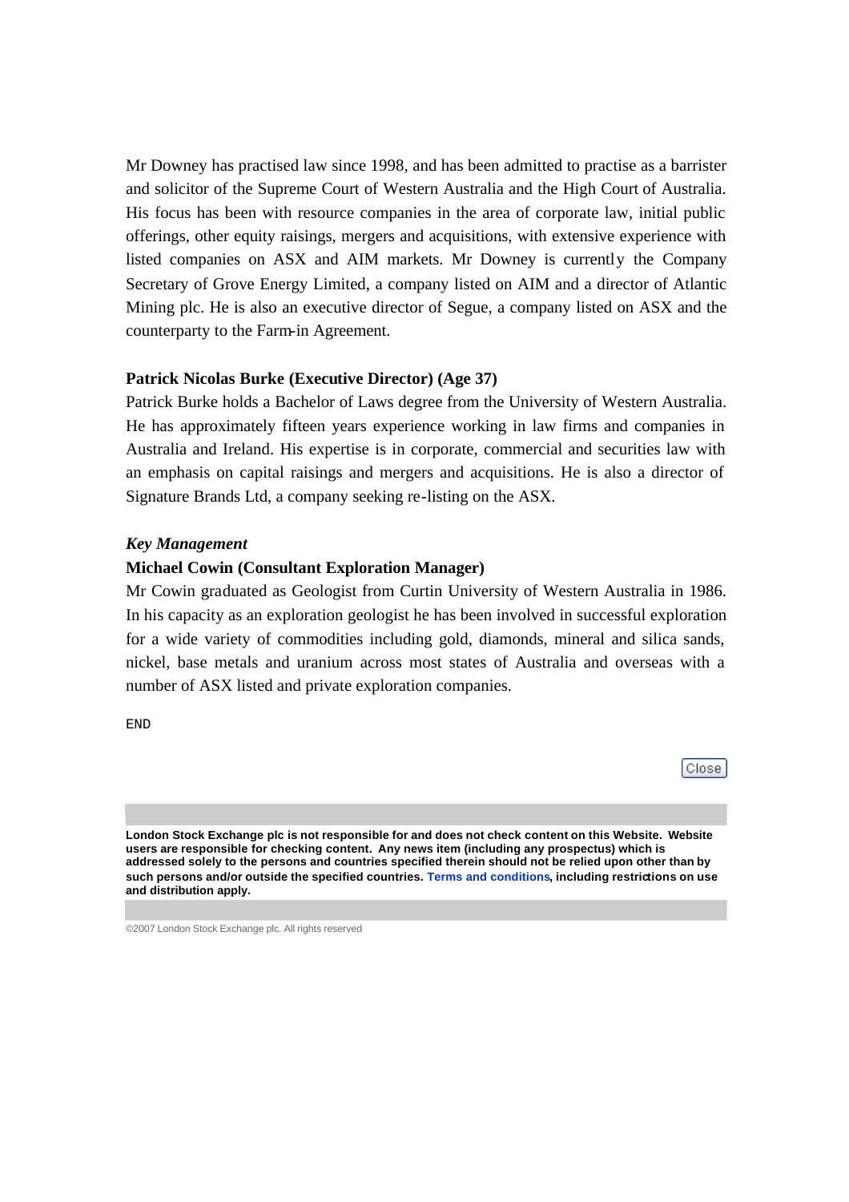Mr Downey has practised law since 1998, and has been admitted to practise as a barrister and solicitor of the Supreme Court of Western Australia and the High Court of Australia. His focus has been with resource companies in the area of corporate law, initial public offerings, other equity raisings, mergers and acquisitions, with extensive experience with listed companies on ASX and AIM markets. Mr Downey is currently the Company Secretary of Grove Energy Limited, a company listed on AIM and a director of Atlantic Mining plc. He is also an executive director of Segue, a company listed on ASX and the counterparty to the Farm-in Agreement.

**Patrick Nicolas Burke (Executive Director) (Age 37)**

Patrick Burke holds a Bachelor of Laws degree from the University of Western Australia. He has approximately fifteen years experience working in law firms and companies in Australia and Ireland. His expertise is in corporate, commercial and securities law with an emphasis on capital raisings and mergers and acquisitions. He is also a director of Signature Brands Ltd, a company seeking re-listing on the ASX.

***Key Management***

**Michael Cowin (Consultant Exploration Manager)**

Mr Cowin graduated as Geologist from Curtin University of Western Australia in 1986. In his capacity as an exploration geologist he has been involved in successful exploration for a wide variety of commodities including gold, diamonds, mineral and silica sands, nickel, base metals and uranium across most states of Australia and overseas with a number of ASX listed and private exploration companies.

END

**London Stock Exchange plc is not responsible for and does not check content on this Website. Website users are responsible for checking content. Any news item (including any prospectus) which is addressed solely to the persons and countries specified therein should not be relied upon other than by such persons and/or outside the specified countries. Terms and conditions, including restrictions on use and distribution apply.**

©2007 London Stock Exchange plc. All rights reserved